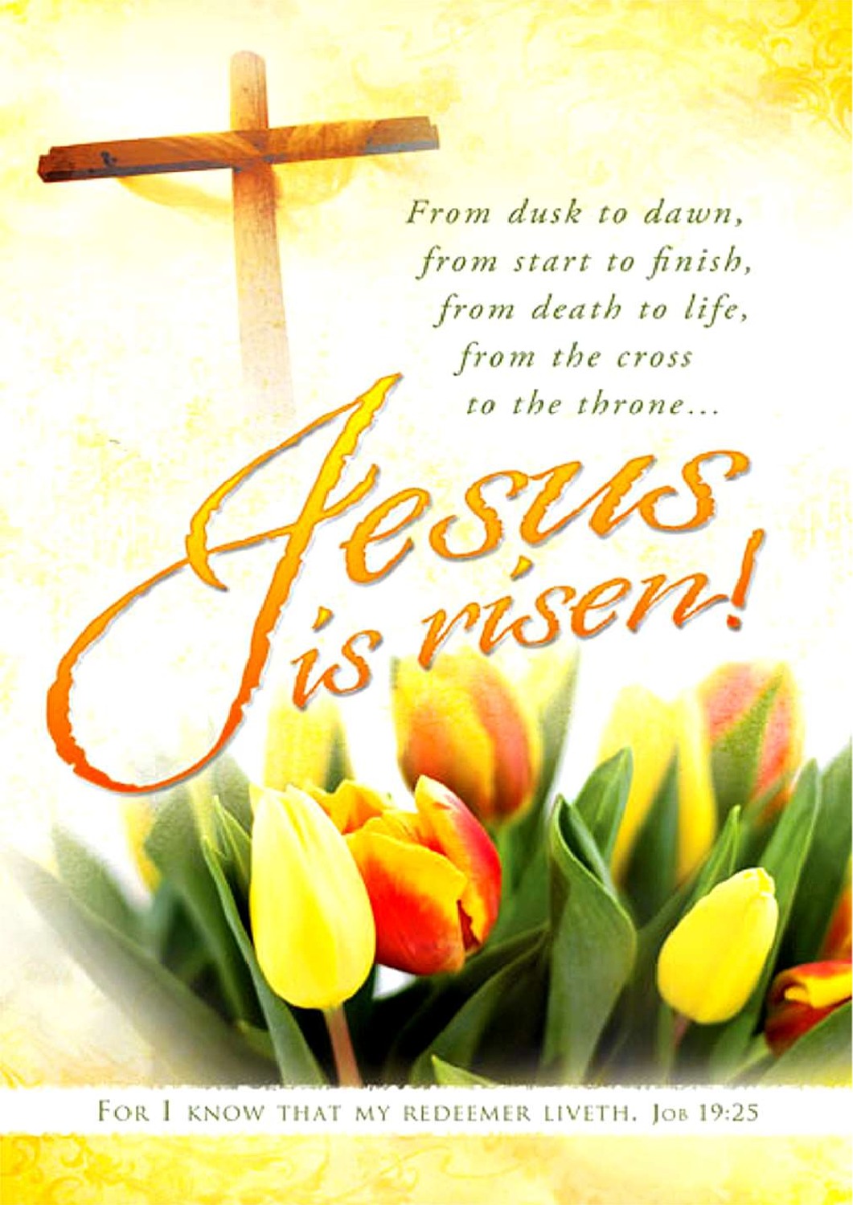*From dusk to dawn,*
*from start to finish,*
*from death to life,*
*from the cross*
*to the throne...*

# Jesus is risen!

For I know that my redeemer liveth. Job 19:25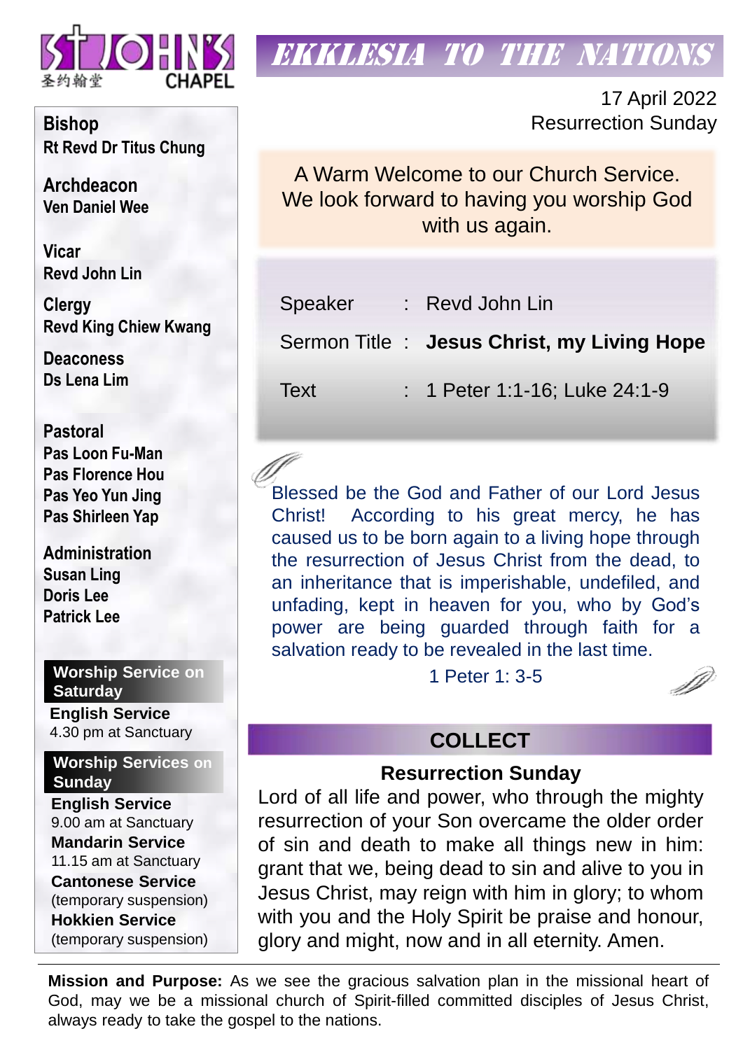St John's Chapel 圣约翰堂

# EKKLESIA TO THE NATIONS

17 April 2022
Resurrection Sunday

A Warm Welcome to our Church Service. We look forward to having you worship God with us again.

| | | |
|---|---|---|
| Speaker | : | Revd John Lin |
| Sermon Title | : | **Jesus Christ, my Living Hope** |
| Text | : | 1 Peter 1:1-16; Luke 24:1-9 |

Blessed be the God and Father of our Lord Jesus Christ! According to his great mercy, he has caused us to be born again to a living hope through the resurrection of Jesus Christ from the dead, to an inheritance that is imperishable, undefiled, and unfading, kept in heaven for you, who by God's power are being guarded through faith for a salvation ready to be revealed in the last time.

1 Peter 1: 3-5

## COLLECT

### Resurrection Sunday

Lord of all life and power, who through the mighty resurrection of your Son overcame the older order of sin and death to make all things new in him: grant that we, being dead to sin and alive to you in Jesus Christ, may reign with him in glory; to whom with you and the Holy Spirit be praise and honour, glory and might, now and in all eternity. Amen.

**Bishop**
**Rt Revd Dr Titus Chung**

**Archdeacon**
**Ven Daniel Wee**

**Vicar**
**Revd John Lin**

**Clergy**
**Revd King Chiew Kwang**

**Deaconess**
**Ds Lena Lim**

**Pastoral**
**Pas Loon Fu-Man**
**Pas Florence Hou**
**Pas Yeo Yun Jing**
**Pas Shirleen Yap**

**Administration**
**Susan Ling**
**Doris Lee**
**Patrick Lee**

**Worship Service on Saturday**

**English Service**
4.30 pm at Sanctuary

**Worship Services on Sunday**

**English Service**
9.00 am at Sanctuary
**Mandarin Service**
11.15 am at Sanctuary
**Cantonese Service**
(temporary suspension)
**Hokkien Service**
(temporary suspension)

**Mission and Purpose:** As we see the gracious salvation plan in the missional heart of God, may we be a missional church of Spirit-filled committed disciples of Jesus Christ, always ready to take the gospel to the nations.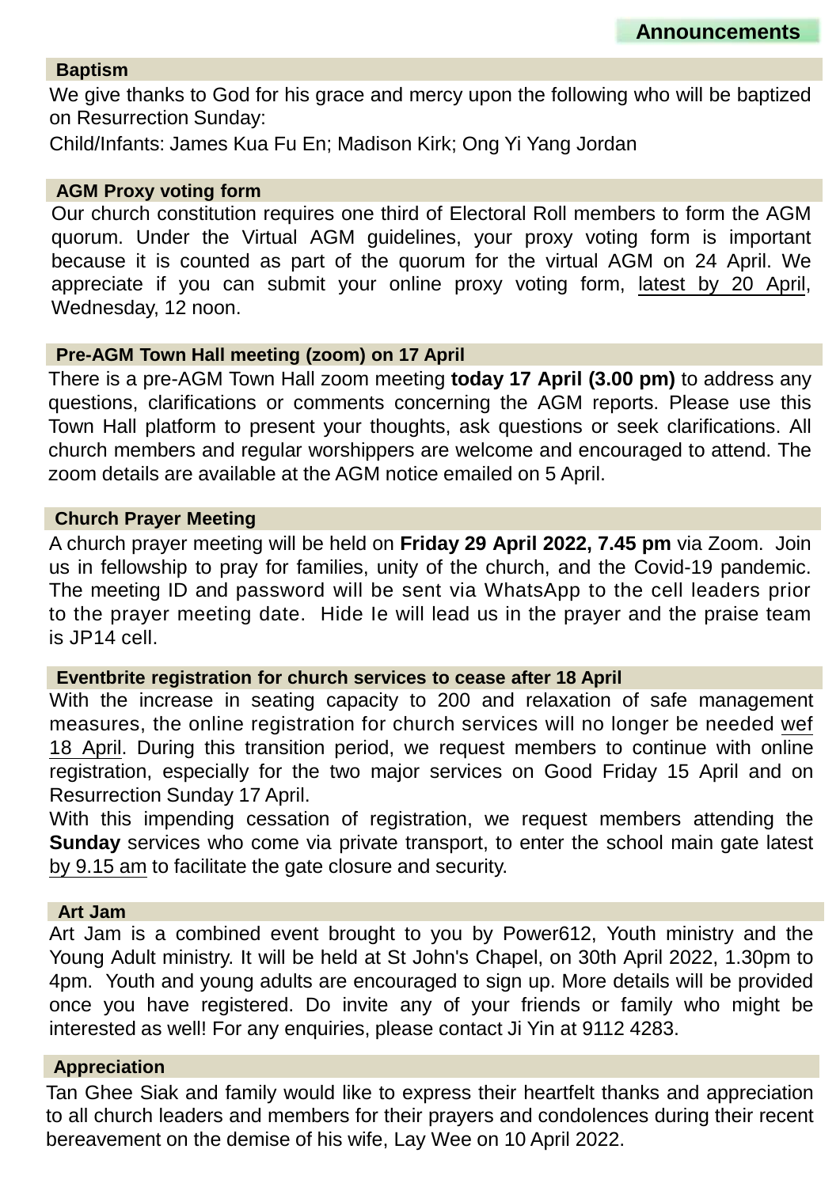# Announcements

## Baptism

We give thanks to God for his grace and mercy upon the following who will be baptized on Resurrection Sunday:

Child/Infants: James Kua Fu En; Madison Kirk; Ong Yi Yang Jordan

## AGM Proxy voting form

Our church constitution requires one third of Electoral Roll members to form the AGM quorum. Under the Virtual AGM guidelines, your proxy voting form is important because it is counted as part of the quorum for the virtual AGM on 24 April. We appreciate if you can submit your online proxy voting form, latest by 20 April, Wednesday, 12 noon.

## Pre-AGM Town Hall meeting (zoom) on 17 April

There is a pre-AGM Town Hall zoom meeting **today 17 April (3.00 pm)** to address any questions, clarifications or comments concerning the AGM reports. Please use this Town Hall platform to present your thoughts, ask questions or seek clarifications. All church members and regular worshippers are welcome and encouraged to attend. The zoom details are available at the AGM notice emailed on 5 April.

## Church Prayer Meeting

A church prayer meeting will be held on **Friday 29 April 2022, 7.45 pm** via Zoom. Join us in fellowship to pray for families, unity of the church, and the Covid-19 pandemic. The meeting ID and password will be sent via WhatsApp to the cell leaders prior to the prayer meeting date. Hide Ie will lead us in the prayer and the praise team is JP14 cell.

## Eventbrite registration for church services to cease after 18 April

With the increase in seating capacity to 200 and relaxation of safe management measures, the online registration for church services will no longer be needed wef 18 April. During this transition period, we request members to continue with online registration, especially for the two major services on Good Friday 15 April and on Resurrection Sunday 17 April.

With this impending cessation of registration, we request members attending the **Sunday** services who come via private transport, to enter the school main gate latest by 9.15 am to facilitate the gate closure and security.

## Art Jam

Art Jam is a combined event brought to you by Power612, Youth ministry and the Young Adult ministry. It will be held at St John's Chapel, on 30th April 2022, 1.30pm to 4pm. Youth and young adults are encouraged to sign up. More details will be provided once you have registered. Do invite any of your friends or family who might be interested as well! For any enquiries, please contact Ji Yin at 9112 4283.

## Appreciation

Tan Ghee Siak and family would like to express their heartfelt thanks and appreciation to all church leaders and members for their prayers and condolences during their recent bereavement on the demise of his wife, Lay Wee on 10 April 2022.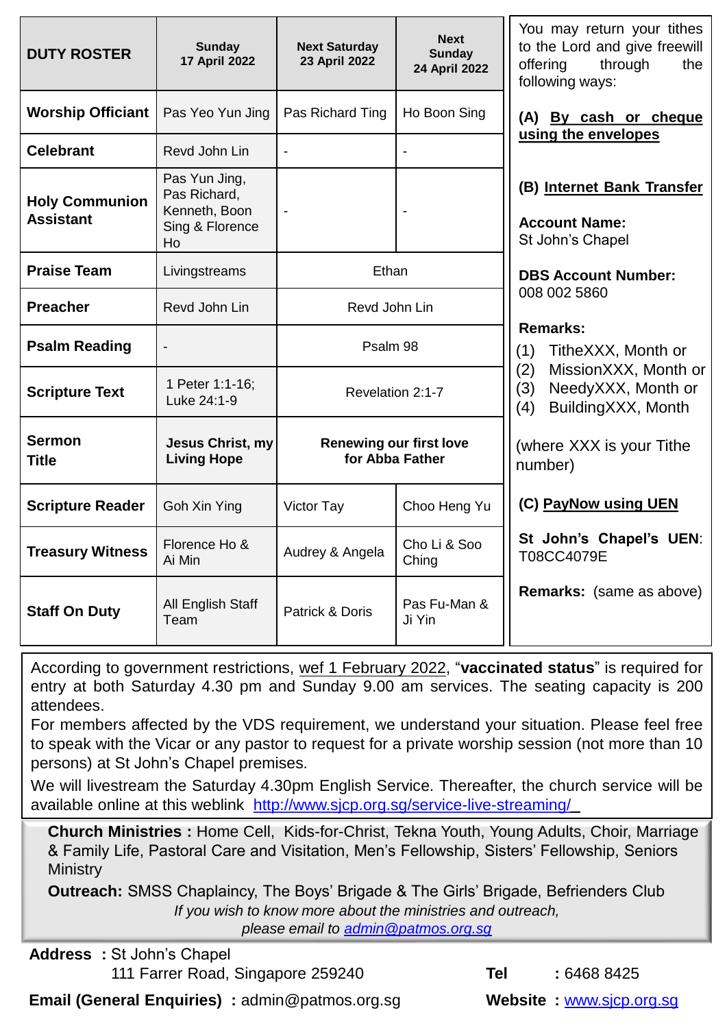| DUTY ROSTER | Sunday 17 April 2022 | Next Saturday 23 April 2022 | Next Sunday 24 April 2022 |
|---|---|---|---|
| **Worship Officiant** | Pas Yeo Yun Jing | Pas Richard Ting | Ho Boon Sing |
| **Celebrant** | Revd John Lin | - | - |
| **Holy Communion Assistant** | Pas Yun Jing, Pas Richard, Kenneth, Boon Sing & Florence Ho | - | - |
| **Praise Team** | Livingstreams | Ethan | |
| **Preacher** | Revd John Lin | Revd John Lin | |
| **Psalm Reading** | - | Psalm 98 | |
| **Scripture Text** | 1 Peter 1:1-16; Luke 24:1-9 | Revelation 2:1-7 | |
| **Sermon Title** | **Jesus Christ, my Living Hope** | **Renewing our first love for Abba Father** | |
| **Scripture Reader** | Goh Xin Ying | Victor Tay | Choo Heng Yu |
| **Treasury Witness** | Florence Ho & Ai Min | Audrey & Angela | Cho Li & Soo Ching |
| **Staff On Duty** | All English Staff Team | Patrick & Doris | Pas Fu-Man & Ji Yin |

You may return your tithes to the Lord and give freewill offering through the following ways:

**(A) By cash or cheque using the envelopes**

**(B) Internet Bank Transfer**

**Account Name:**
St John's Chapel

**DBS Account Number:**
008 002 5860

**Remarks:**

(1) TitheXXX, Month or
(2) MissionXXX, Month or
(3) NeedyXXX, Month or
(4) BuildingXXX, Month

(where XXX is your Tithe number)

**(C) PayNow using UEN**

**St John's Chapel's UEN**: T08CC4079E

**Remarks:** (same as above)

According to government restrictions, wef 1 February 2022, "**vaccinated status**" is required for entry at both Saturday 4.30 pm and Sunday 9.00 am services. The seating capacity is 200 attendees.

For members affected by the VDS requirement, we understand your situation. Please feel free to speak with the Vicar or any pastor to request for a private worship session (not more than 10 persons) at St John's Chapel premises.

We will livestream the Saturday 4.30pm English Service. Thereafter, the church service will be available online at this weblink http://www.sjcp.org.sg/service-live-streaming/

**Church Ministries :** Home Cell, Kids-for-Christ, Tekna Youth, Young Adults, Choir, Marriage & Family Life, Pastoral Care and Visitation, Men's Fellowship, Sisters' Fellowship, Seniors Ministry

**Outreach:** SMSS Chaplaincy, The Boys' Brigade & The Girls' Brigade, Befrienders Club

*If you wish to know more about the ministries and outreach, please email to admin@patmos.org.sg*

**Address :** St John's Chapel
111 Farrer Road, Singapore 259240

**Tel :** 6468 8425

**Email (General Enquiries) :** admin@patmos.org.sg

**Website :** www.sjcp.org.sg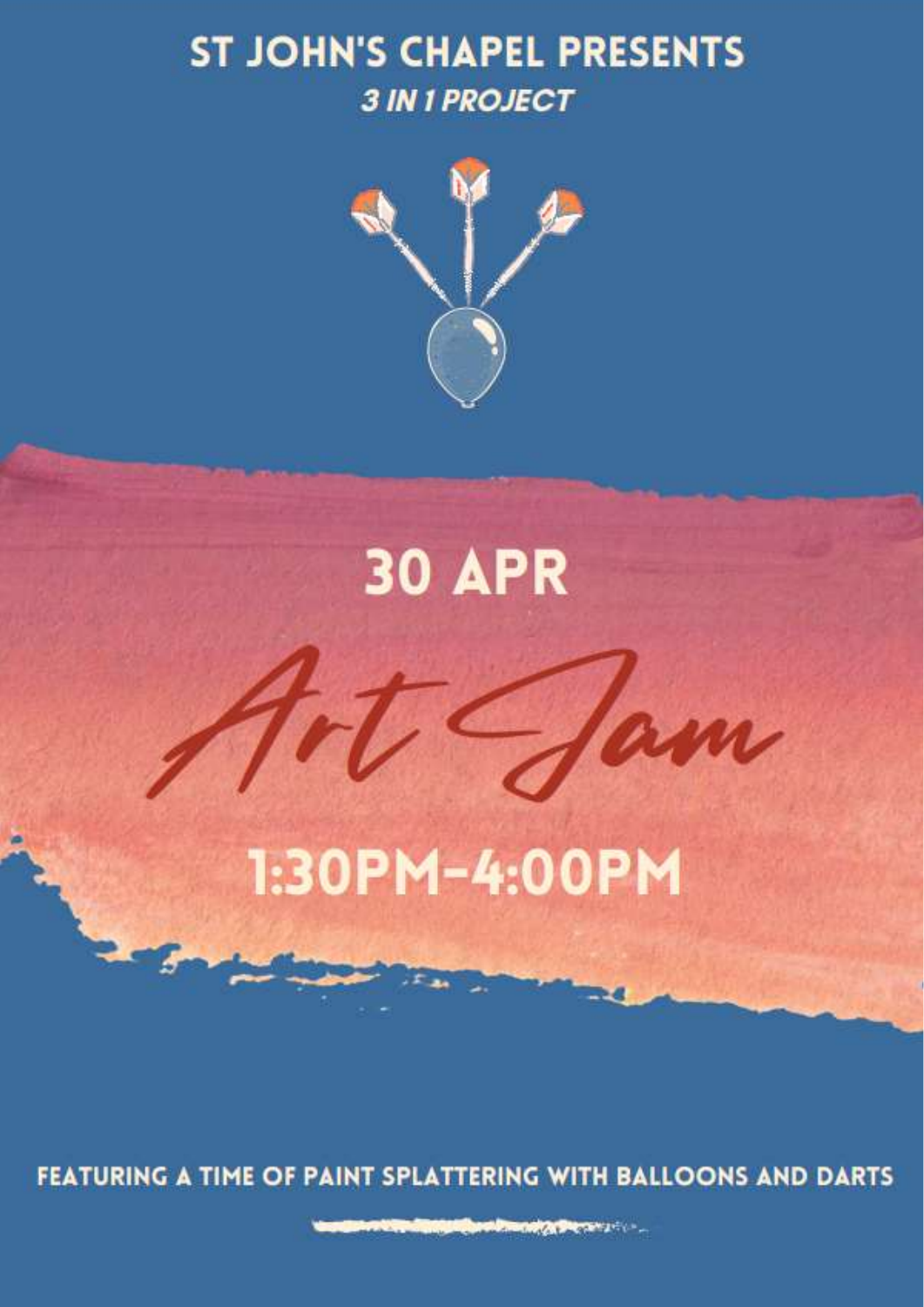# ST JOHN'S CHAPEL PRESENTS

***3 IN 1 PROJECT***

## 30 APR

# Art Jam

## 1:30PM-4:00PM

FEATURING A TIME OF PAINT SPLATTERING WITH BALLOONS AND DARTS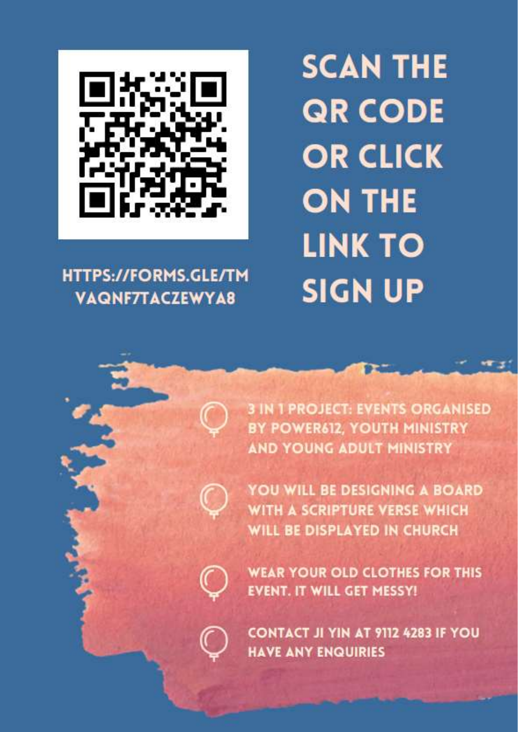# SCAN THE QR CODE OR CLICK ON THE LINK TO SIGN UP

HTTPS://FORMS.GLE/TMVAQNF7TACZEWYA8

- 3 IN 1 PROJECT: EVENTS ORGANISED BY POWER612, YOUTH MINISTRY AND YOUNG ADULT MINISTRY
- YOU WILL BE DESIGNING A BOARD WITH A SCRIPTURE VERSE WHICH WILL BE DISPLAYED IN CHURCH
- WEAR YOUR OLD CLOTHES FOR THIS EVENT. IT WILL GET MESSY!
- CONTACT JI YIN AT 9112 4283 IF YOU HAVE ANY ENQUIRIES